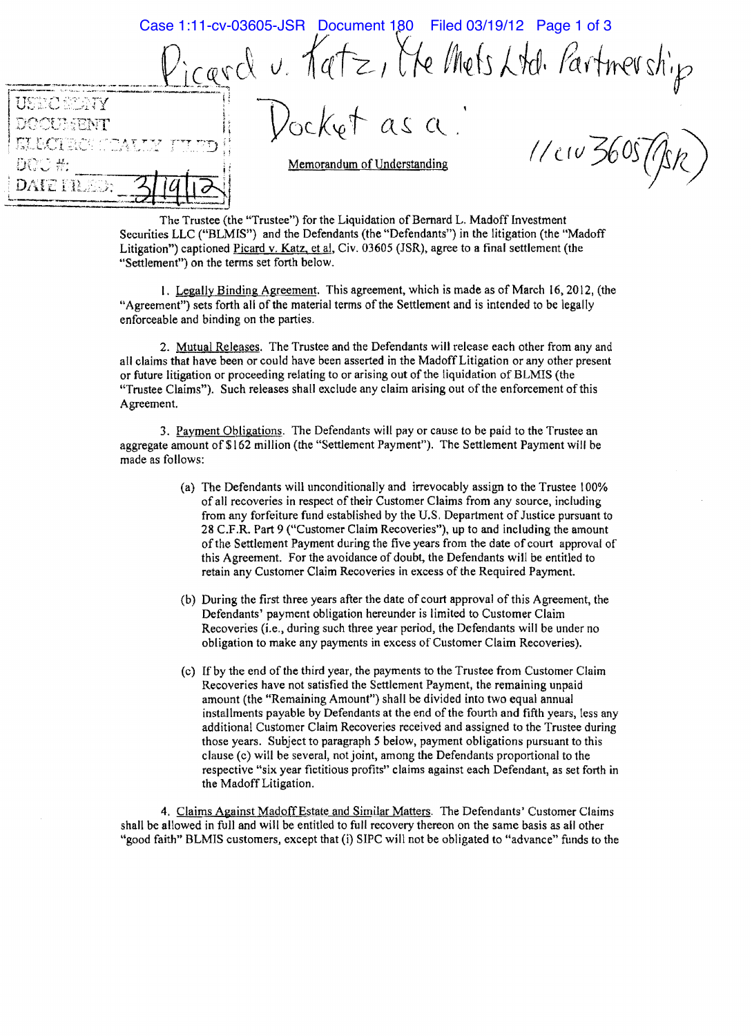Picard v. Katz, the Mets Ltd. Partnership

Docket as a:

11 civ 3605 (JSR)

USDC SDNY
DOCUMENT
ELECTRONICALLY FILED
DOC #:
DATE FILED: 3/19/12

## Memorandum of Understanding

The Trustee (the "Trustee") for the Liquidation of Bernard L. Madoff Investment Securities LLC ("BLMIS") and the Defendants (the "Defendants") in the litigation (the "Madoff Litigation") captioned Picard v. Katz, et al, Civ. 03605 (JSR), agree to a final settlement (the "Settlement") on the terms set forth below.

1. Legally Binding Agreement. This agreement, which is made as of March 16, 2012, (the "Agreement") sets forth all of the material terms of the Settlement and is intended to be legally enforceable and binding on the parties.

2. Mutual Releases. The Trustee and the Defendants will release each other from any and all claims that have been or could have been asserted in the Madoff Litigation or any other present or future litigation or proceeding relating to or arising out of the liquidation of BLMIS (the "Trustee Claims"). Such releases shall exclude any claim arising out of the enforcement of this Agreement.

3. Payment Obligations. The Defendants will pay or cause to be paid to the Trustee an aggregate amount of $162 million (the "Settlement Payment"). The Settlement Payment will be made as follows:

(a) The Defendants will unconditionally and irrevocably assign to the Trustee 100% of all recoveries in respect of their Customer Claims from any source, including from any forfeiture fund established by the U.S. Department of Justice pursuant to 28 C.F.R. Part 9 ("Customer Claim Recoveries"), up to and including the amount of the Settlement Payment during the five years from the date of court approval of this Agreement. For the avoidance of doubt, the Defendants will be entitled to retain any Customer Claim Recoveries in excess of the Required Payment.

(b) During the first three years after the date of court approval of this Agreement, the Defendants' payment obligation hereunder is limited to Customer Claim Recoveries (i.e., during such three year period, the Defendants will be under no obligation to make any payments in excess of Customer Claim Recoveries).

(c) If by the end of the third year, the payments to the Trustee from Customer Claim Recoveries have not satisfied the Settlement Payment, the remaining unpaid amount (the "Remaining Amount") shall be divided into two equal annual installments payable by Defendants at the end of the fourth and fifth years, less any additional Customer Claim Recoveries received and assigned to the Trustee during those years. Subject to paragraph 5 below, payment obligations pursuant to this clause (c) will be several, not joint, among the Defendants proportional to the respective "six year fictitious profits" claims against each Defendant, as set forth in the Madoff Litigation.

4. Claims Against Madoff Estate and Similar Matters. The Defendants' Customer Claims shall be allowed in full and will be entitled to full recovery thereon on the same basis as all other "good faith" BLMIS customers, except that (i) SIPC will not be obligated to "advance" funds to the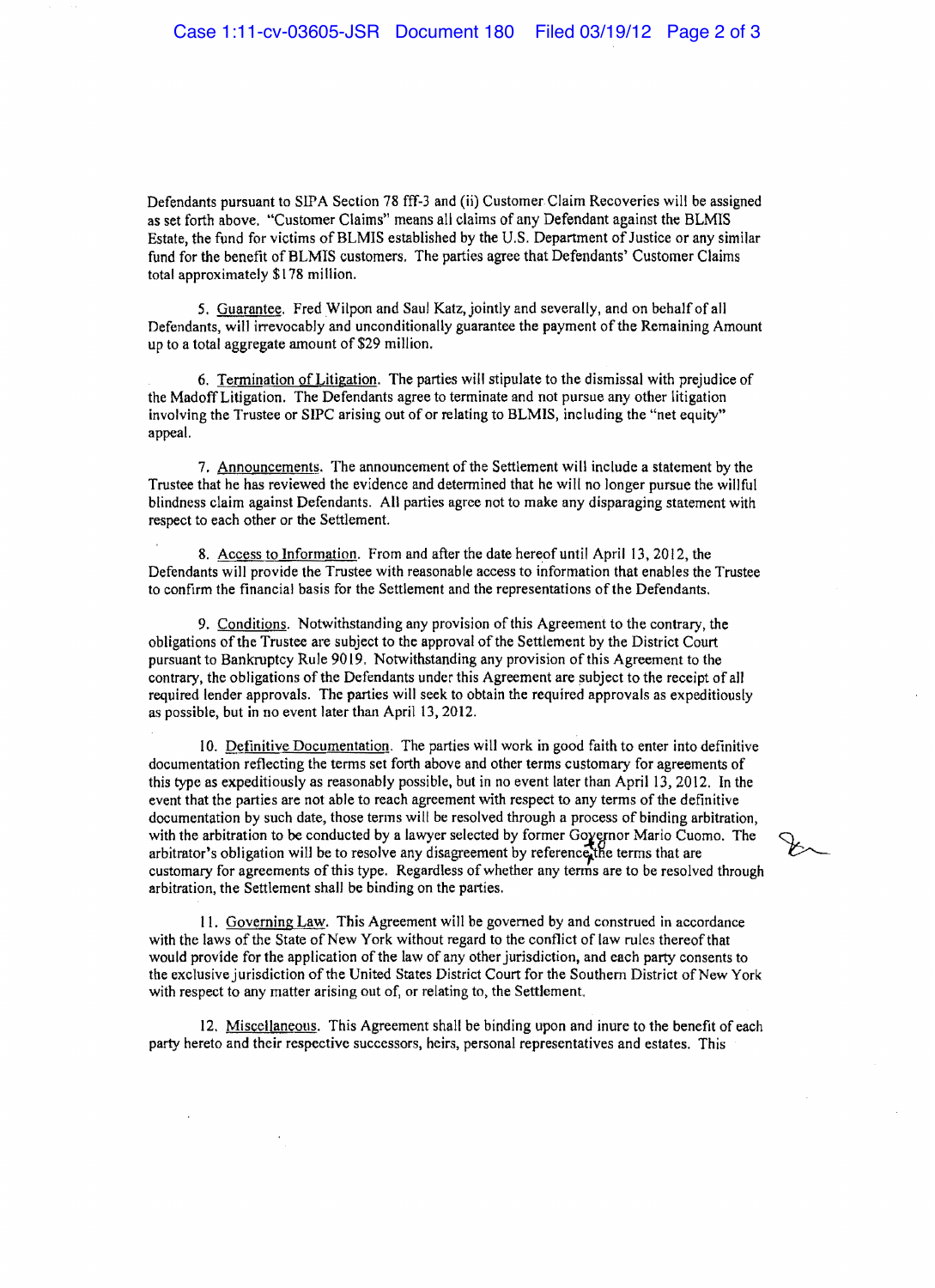Defendants pursuant to SIPA Section 78 fff-3 and (ii) Customer Claim Recoveries will be assigned as set forth above. "Customer Claims" means all claims of any Defendant against the BLMIS Estate, the fund for victims of BLMIS established by the U.S. Department of Justice or any similar fund for the benefit of BLMIS customers. The parties agree that Defendants' Customer Claims total approximately $178 million.

5. Guarantee. Fred Wilpon and Saul Katz, jointly and severally, and on behalf of all Defendants, will irrevocably and unconditionally guarantee the payment of the Remaining Amount up to a total aggregate amount of $29 million.

6. Termination of Litigation. The parties will stipulate to the dismissal with prejudice of the Madoff Litigation. The Defendants agree to terminate and not pursue any other litigation involving the Trustee or SIPC arising out of or relating to BLMIS, including the "net equity" appeal.

7. Announcements. The announcement of the Settlement will include a statement by the Trustee that he has reviewed the evidence and determined that he will no longer pursue the willful blindness claim against Defendants. All parties agree not to make any disparaging statement with respect to each other or the Settlement.

8. Access to Information. From and after the date hereof until April 13, 2012, the Defendants will provide the Trustee with reasonable access to information that enables the Trustee to confirm the financial basis for the Settlement and the representations of the Defendants.

9. Conditions. Notwithstanding any provision of this Agreement to the contrary, the obligations of the Trustee are subject to the approval of the Settlement by the District Court pursuant to Bankruptcy Rule 9019. Notwithstanding any provision of this Agreement to the contrary, the obligations of the Defendants under this Agreement are subject to the receipt of all required lender approvals. The parties will seek to obtain the required approvals as expeditiously as possible, but in no event later than April 13, 2012.

10. Definitive Documentation. The parties will work in good faith to enter into definitive documentation reflecting the terms set forth above and other terms customary for agreements of this type as expeditiously as reasonably possible, but in no event later than April 13, 2012. In the event that the parties are not able to reach agreement with respect to any terms of the definitive documentation by such date, those terms will be resolved through a process of binding arbitration, with the arbitration to be conducted by a lawyer selected by former Governor Mario Cuomo. The arbitrator's obligation will be to resolve any disagreement by reference to the terms that are customary for agreements of this type. Regardless of whether any terms are to be resolved through arbitration, the Settlement shall be binding on the parties.

11. Governing Law. This Agreement will be governed by and construed in accordance with the laws of the State of New York without regard to the conflict of law rules thereof that would provide for the application of the law of any other jurisdiction, and each party consents to the exclusive jurisdiction of the United States District Court for the Southern District of New York with respect to any matter arising out of, or relating to, the Settlement.

12. Miscellaneous. This Agreement shall be binding upon and inure to the benefit of each party hereto and their respective successors, heirs, personal representatives and estates. This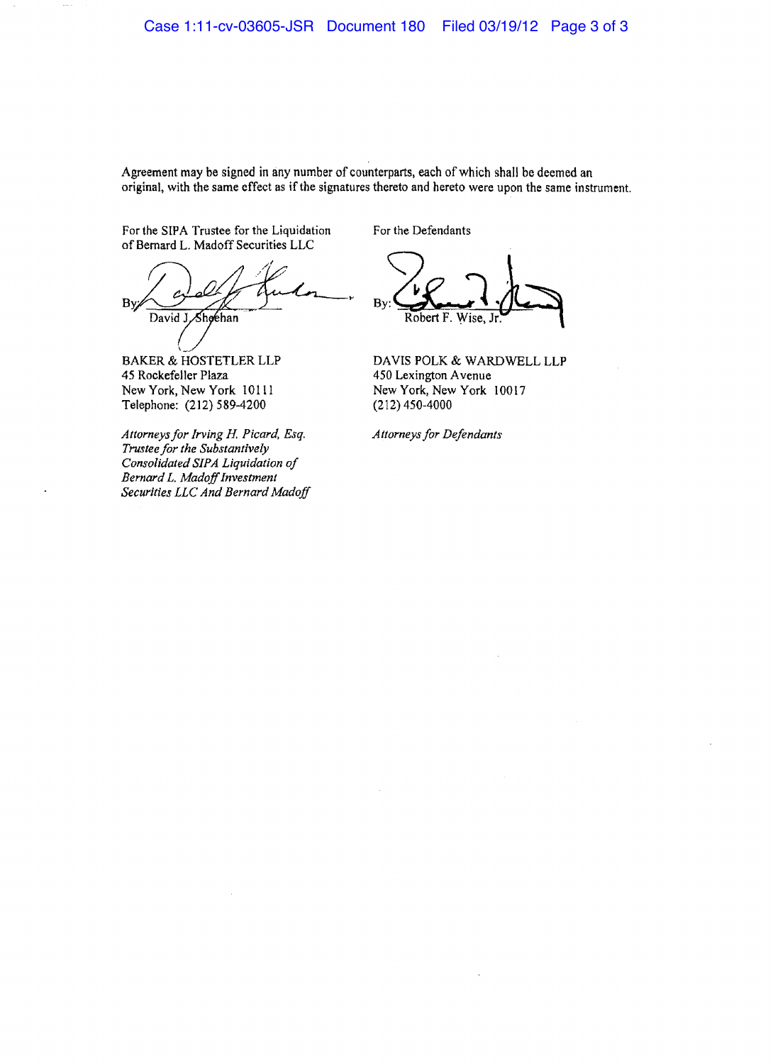Agreement may be signed in any number of counterparts, each of which shall be deemed an original, with the same effect as if the signatures thereto and hereto were upon the same instrument.

| | |
|---|---|
| For the SIPA Trustee for the Liquidation of Bernard L. Madoff Securities LLC | For the Defendants |
| By: David J. Sheehan | By: Robert F. Wise, Jr. |
| BAKER & HOSTETLER LLP<br>45 Rockefeller Plaza<br>New York, New York 10111<br>Telephone: (212) 589-4200 | DAVIS POLK & WARDWELL LLP<br>450 Lexington Avenue<br>New York, New York 10017<br>(212) 450-4000 |
| *Attorneys for Irving H. Picard, Esq. Trustee for the Substantively Consolidated SIPA Liquidation of Bernard L. Madoff Investment Securities LLC And Bernard Madoff* | *Attorneys for Defendants* |